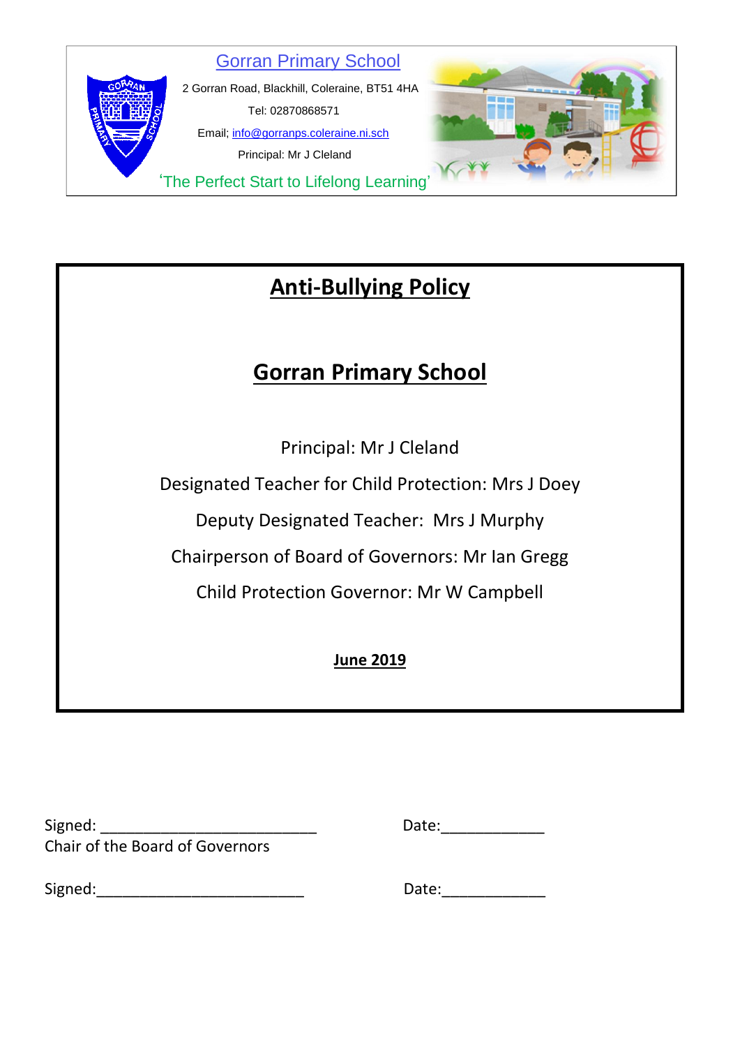Gorran Primary School

2 Gorran Road, Blackhill, Coleraine, BT51 4HA

Tel: 02870868571

Email; info@gorranps.coleraine.ni.sch

Principal: Mr J Cleland

'The Perfect Start to Lifelong Learning'

# Anti-Bullying Policy

# Gorran Primary School

Principal: Mr J Cleland

Designated Teacher for Child Protection: Mrs J Doey

Deputy Designated Teacher: Mrs J Murphy

Chairperson of Board of Governors: Mr Ian Gregg

Child Protection Governor: Mr W Campbell

**June 2019**

Signed: _________________________ Date:____________

Chair of the Board of Governors

Signed:________________________ Date:____________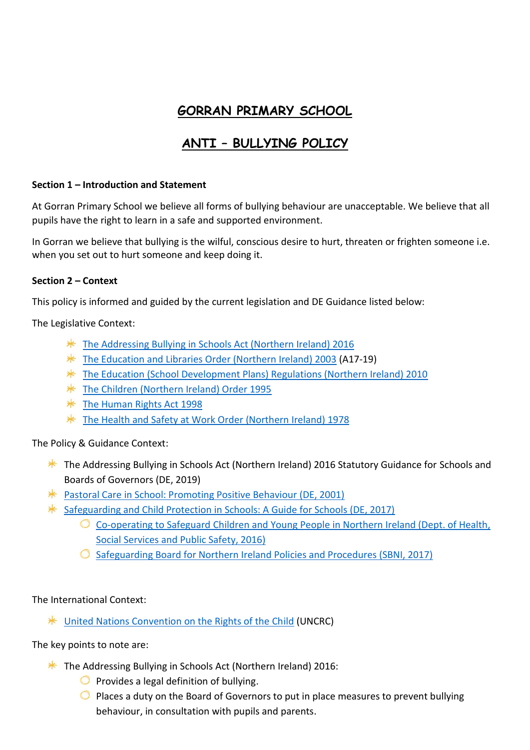# GORRAN PRIMARY SCHOOL

# ANTI – BULLYING POLICY

**Section 1 – Introduction and Statement**

At Gorran Primary School we believe all forms of bullying behaviour are unacceptable. We believe that all pupils have the right to learn in a safe and supported environment.

In Gorran we believe that bullying is the wilful, conscious desire to hurt, threaten or frighten someone i.e. when you set out to hurt someone and keep doing it.

**Section 2 – Context**

This policy is informed and guided by the current legislation and DE Guidance listed below:

The Legislative Context:

- The Addressing Bullying in Schools Act (Northern Ireland) 2016
- The Education and Libraries Order (Northern Ireland) 2003 (A17-19)
- The Education (School Development Plans) Regulations (Northern Ireland) 2010
- The Children (Northern Ireland) Order 1995
- The Human Rights Act 1998
- The Health and Safety at Work Order (Northern Ireland) 1978

The Policy & Guidance Context:

- The Addressing Bullying in Schools Act (Northern Ireland) 2016 Statutory Guidance for Schools and Boards of Governors (DE, 2019)
- Pastoral Care in School: Promoting Positive Behaviour (DE, 2001)
- Safeguarding and Child Protection in Schools: A Guide for Schools (DE, 2017)
  - Co-operating to Safeguard Children and Young People in Northern Ireland (Dept. of Health, Social Services and Public Safety, 2016)
  - Safeguarding Board for Northern Ireland Policies and Procedures (SBNI, 2017)

The International Context:

- United Nations Convention on the Rights of the Child (UNCRC)

The key points to note are:

- The Addressing Bullying in Schools Act (Northern Ireland) 2016:
  - Provides a legal definition of bullying.
  - Places a duty on the Board of Governors to put in place measures to prevent bullying behaviour, in consultation with pupils and parents.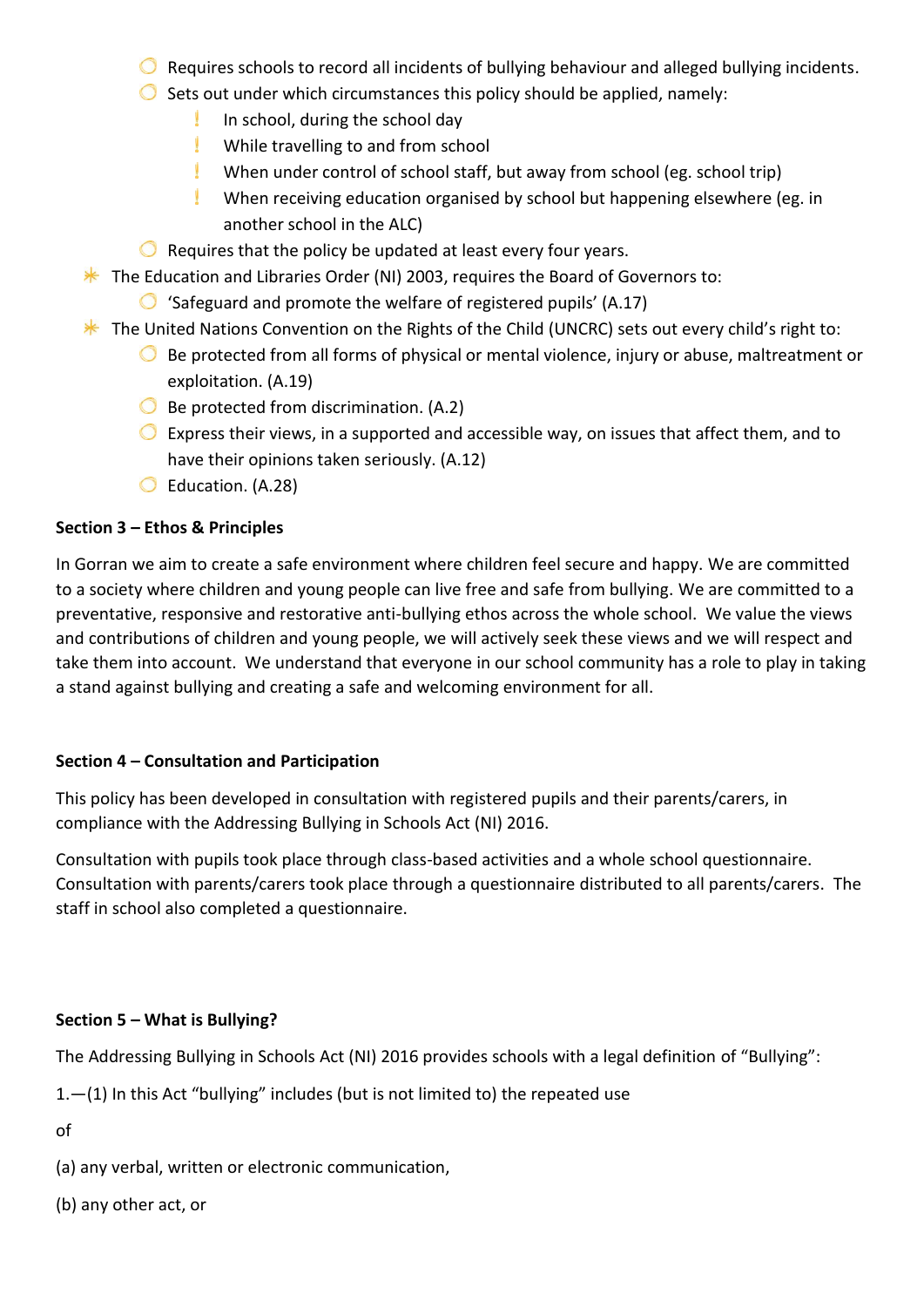- Requires schools to record all incidents of bullying behaviour and alleged bullying incidents.
- Sets out under which circumstances this policy should be applied, namely:
    - In school, during the school day
    - While travelling to and from school
    - When under control of school staff, but away from school (eg. school trip)
    - When receiving education organised by school but happening elsewhere (eg. in another school in the ALC)
- Requires that the policy be updated at least every four years.

- The Education and Libraries Order (NI) 2003, requires the Board of Governors to:
    - 'Safeguard and promote the welfare of registered pupils' (A.17)
- The United Nations Convention on the Rights of the Child (UNCRC) sets out every child's right to:
    - Be protected from all forms of physical or mental violence, injury or abuse, maltreatment or exploitation. (A.19)
    - Be protected from discrimination. (A.2)
    - Express their views, in a supported and accessible way, on issues that affect them, and to have their opinions taken seriously. (A.12)
    - Education. (A.28)

**Section 3 – Ethos & Principles**

In Gorran we aim to create a safe environment where children feel secure and happy. We are committed to a society where children and young people can live free and safe from bullying. We are committed to a preventative, responsive and restorative anti-bullying ethos across the whole school. We value the views and contributions of children and young people, we will actively seek these views and we will respect and take them into account. We understand that everyone in our school community has a role to play in taking a stand against bullying and creating a safe and welcoming environment for all.

**Section 4 – Consultation and Participation**

This policy has been developed in consultation with registered pupils and their parents/carers, in compliance with the Addressing Bullying in Schools Act (NI) 2016.

Consultation with pupils took place through class-based activities and a whole school questionnaire. Consultation with parents/carers took place through a questionnaire distributed to all parents/carers. The staff in school also completed a questionnaire.

**Section 5 – What is Bullying?**

The Addressing Bullying in Schools Act (NI) 2016 provides schools with a legal definition of "Bullying":

1.—(1) In this Act "bullying" includes (but is not limited to) the repeated use

of

(a) any verbal, written or electronic communication,

(b) any other act, or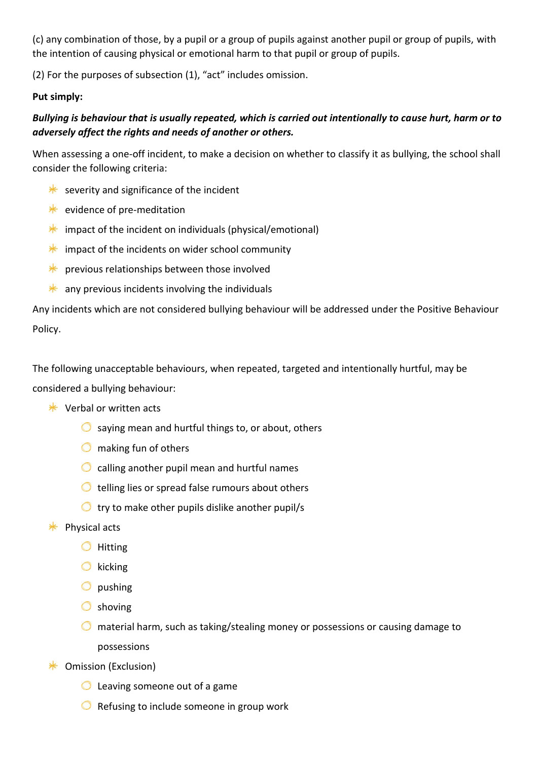(c) any combination of those, by a pupil or a group of pupils against another pupil or group of pupils, with the intention of causing physical or emotional harm to that pupil or group of pupils.

(2) For the purposes of subsection (1), "act" includes omission.

**Put simply:**

***Bullying is behaviour that is usually repeated, which is carried out intentionally to cause hurt, harm or to adversely affect the rights and needs of another or others.***

When assessing a one-off incident, to make a decision on whether to classify it as bullying, the school shall consider the following criteria:

- severity and significance of the incident
- evidence of pre-meditation
- impact of the incident on individuals (physical/emotional)
- impact of the incidents on wider school community
- previous relationships between those involved
- any previous incidents involving the individuals

Any incidents which are not considered bullying behaviour will be addressed under the Positive Behaviour Policy.

The following unacceptable behaviours, when repeated, targeted and intentionally hurtful, may be considered a bullying behaviour:

- Verbal or written acts
  - saying mean and hurtful things to, or about, others
  - making fun of others
  - calling another pupil mean and hurtful names
  - telling lies or spread false rumours about others
  - try to make other pupils dislike another pupil/s
- Physical acts
  - Hitting
  - kicking
  - pushing
  - shoving
  - material harm, such as taking/stealing money or possessions or causing damage to possessions
- Omission (Exclusion)
  - Leaving someone out of a game
  - Refusing to include someone in group work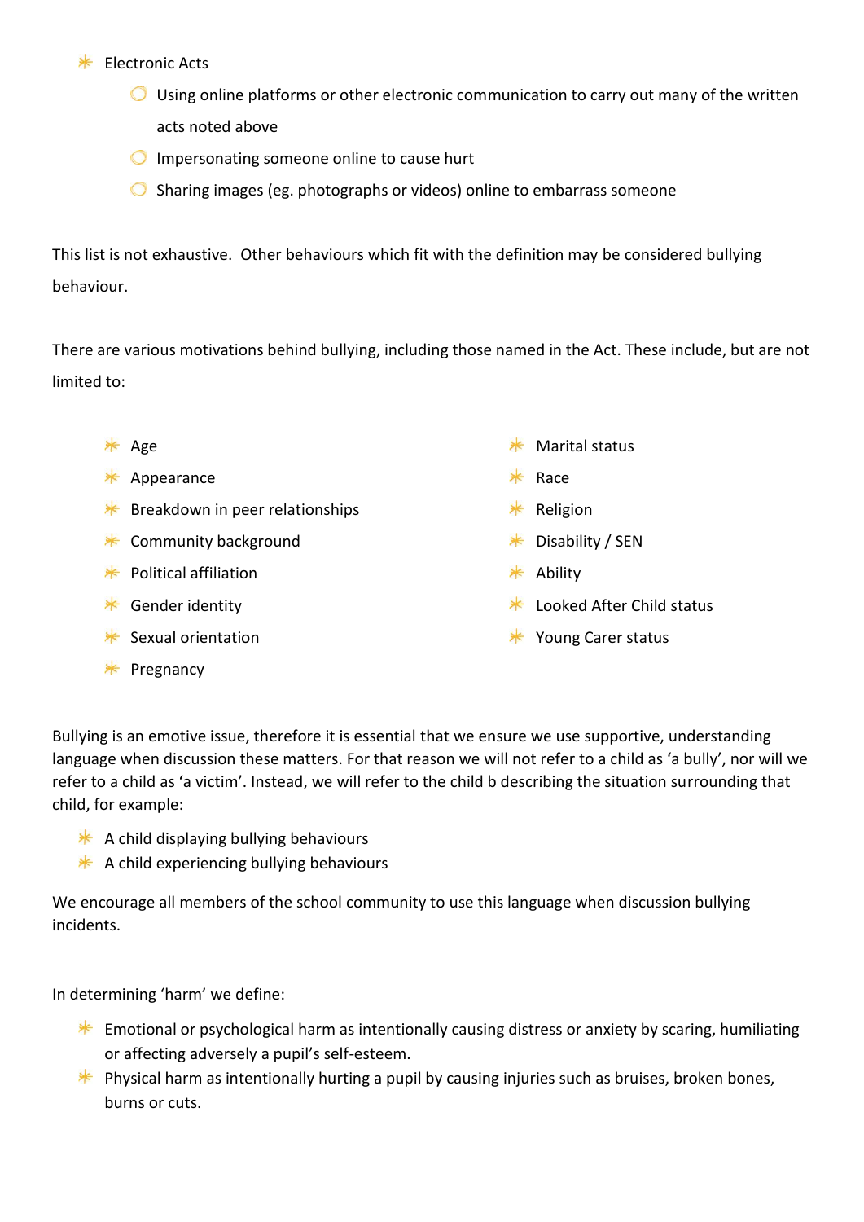- Electronic Acts
  - Using online platforms or other electronic communication to carry out many of the written acts noted above
  - Impersonating someone online to cause hurt
  - Sharing images (eg. photographs or videos) online to embarrass someone

This list is not exhaustive. Other behaviours which fit with the definition may be considered bullying behaviour.

There are various motivations behind bullying, including those named in the Act. These include, but are not limited to:

- Age
- Appearance
- Breakdown in peer relationships
- Community background
- Political affiliation
- Gender identity
- Sexual orientation
- Pregnancy
- Marital status
- Race
- Religion
- Disability / SEN
- Ability
- Looked After Child status
- Young Carer status

Bullying is an emotive issue, therefore it is essential that we ensure we use supportive, understanding language when discussion these matters. For that reason we will not refer to a child as 'a bully', nor will we refer to a child as 'a victim'. Instead, we will refer to the child b describing the situation surrounding that child, for example:

- A child displaying bullying behaviours
- A child experiencing bullying behaviours

We encourage all members of the school community to use this language when discussion bullying incidents.

In determining 'harm' we define:

- Emotional or psychological harm as intentionally causing distress or anxiety by scaring, humiliating or affecting adversely a pupil's self-esteem.
- Physical harm as intentionally hurting a pupil by causing injuries such as bruises, broken bones, burns or cuts.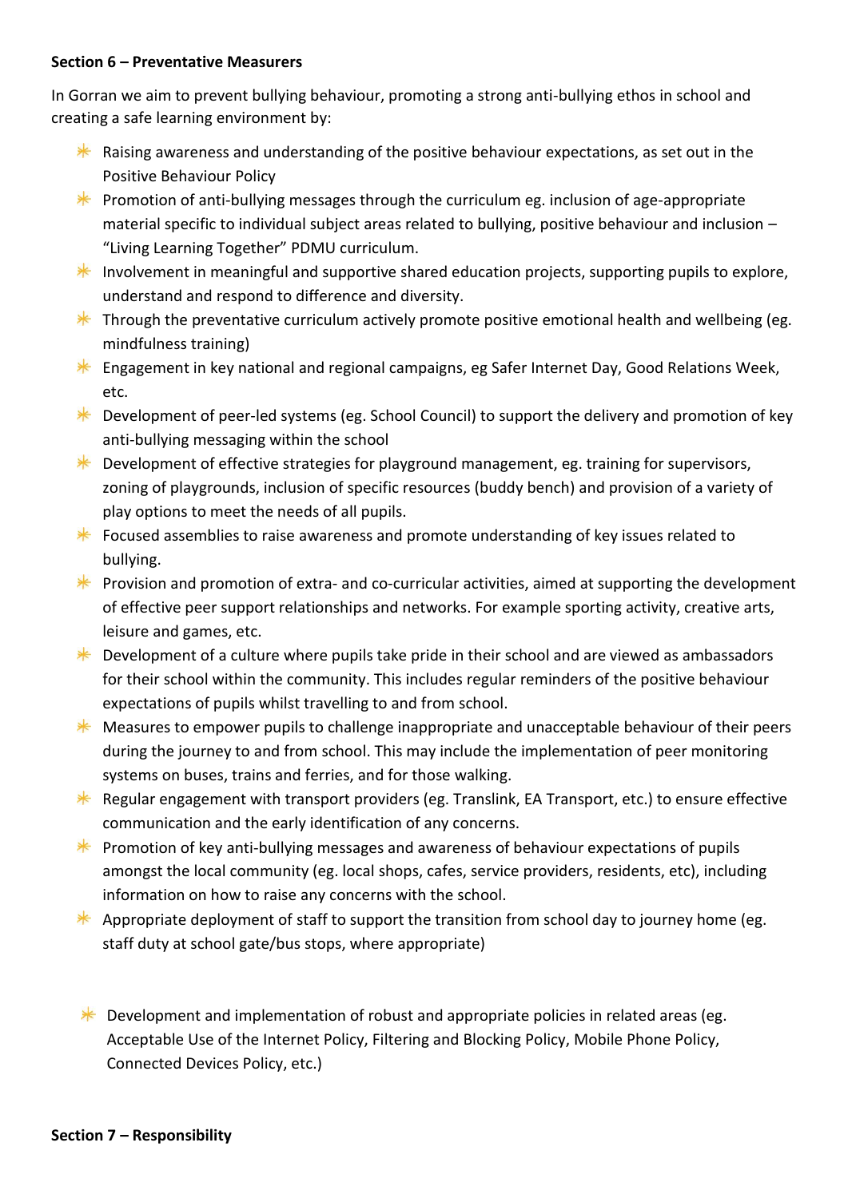**Section 6 – Preventative Measurers**

In Gorran we aim to prevent bullying behaviour, promoting a strong anti-bullying ethos in school and creating a safe learning environment by:

- Raising awareness and understanding of the positive behaviour expectations, as set out in the Positive Behaviour Policy
- Promotion of anti-bullying messages through the curriculum eg. inclusion of age-appropriate material specific to individual subject areas related to bullying, positive behaviour and inclusion – "Living Learning Together" PDMU curriculum.
- Involvement in meaningful and supportive shared education projects, supporting pupils to explore, understand and respond to difference and diversity.
- Through the preventative curriculum actively promote positive emotional health and wellbeing (eg. mindfulness training)
- Engagement in key national and regional campaigns, eg Safer Internet Day, Good Relations Week, etc.
- Development of peer-led systems (eg. School Council) to support the delivery and promotion of key anti-bullying messaging within the school
- Development of effective strategies for playground management, eg. training for supervisors, zoning of playgrounds, inclusion of specific resources (buddy bench) and provision of a variety of play options to meet the needs of all pupils.
- Focused assemblies to raise awareness and promote understanding of key issues related to bullying.
- Provision and promotion of extra- and co-curricular activities, aimed at supporting the development of effective peer support relationships and networks. For example sporting activity, creative arts, leisure and games, etc.
- Development of a culture where pupils take pride in their school and are viewed as ambassadors for their school within the community. This includes regular reminders of the positive behaviour expectations of pupils whilst travelling to and from school.
- Measures to empower pupils to challenge inappropriate and unacceptable behaviour of their peers during the journey to and from school. This may include the implementation of peer monitoring systems on buses, trains and ferries, and for those walking.
- Regular engagement with transport providers (eg. Translink, EA Transport, etc.) to ensure effective communication and the early identification of any concerns.
- Promotion of key anti-bullying messages and awareness of behaviour expectations of pupils amongst the local community (eg. local shops, cafes, service providers, residents, etc), including information on how to raise any concerns with the school.
- Appropriate deployment of staff to support the transition from school day to journey home (eg. staff duty at school gate/bus stops, where appropriate)
- Development and implementation of robust and appropriate policies in related areas (eg. Acceptable Use of the Internet Policy, Filtering and Blocking Policy, Mobile Phone Policy, Connected Devices Policy, etc.)

**Section 7 – Responsibility**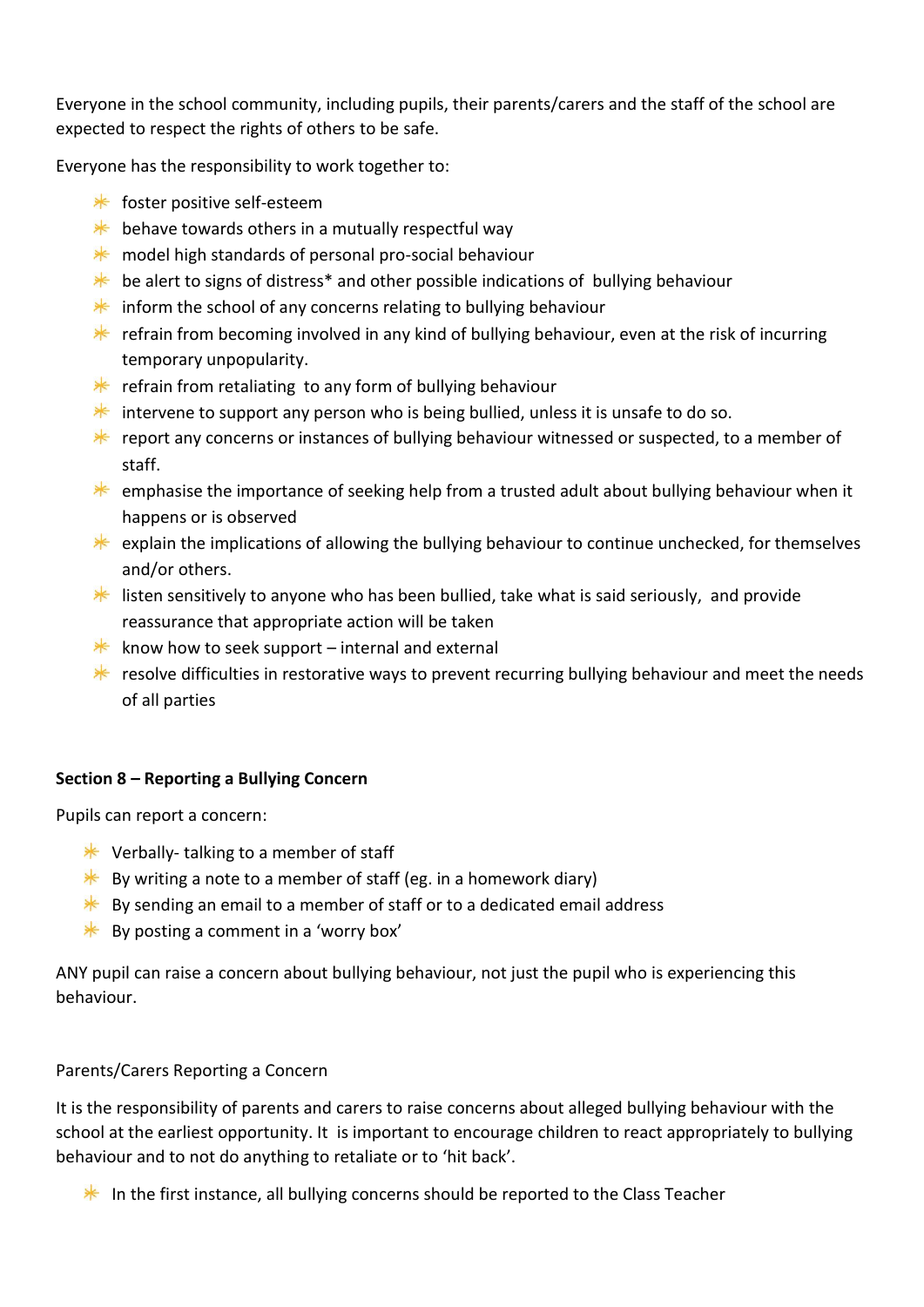Everyone in the school community, including pupils, their parents/carers and the staff of the school are expected to respect the rights of others to be safe.

Everyone has the responsibility to work together to:

- foster positive self-esteem
- behave towards others in a mutually respectful way
- model high standards of personal pro-social behaviour
- be alert to signs of distress* and other possible indications of bullying behaviour
- inform the school of any concerns relating to bullying behaviour
- refrain from becoming involved in any kind of bullying behaviour, even at the risk of incurring temporary unpopularity.
- refrain from retaliating to any form of bullying behaviour
- intervene to support any person who is being bullied, unless it is unsafe to do so.
- report any concerns or instances of bullying behaviour witnessed or suspected, to a member of staff.
- emphasise the importance of seeking help from a trusted adult about bullying behaviour when it happens or is observed
- explain the implications of allowing the bullying behaviour to continue unchecked, for themselves and/or others.
- listen sensitively to anyone who has been bullied, take what is said seriously, and provide reassurance that appropriate action will be taken
- know how to seek support – internal and external
- resolve difficulties in restorative ways to prevent recurring bullying behaviour and meet the needs of all parties

**Section 8 – Reporting a Bullying Concern**

Pupils can report a concern:

- Verbally- talking to a member of staff
- By writing a note to a member of staff (eg. in a homework diary)
- By sending an email to a member of staff or to a dedicated email address
- By posting a comment in a 'worry box'

ANY pupil can raise a concern about bullying behaviour, not just the pupil who is experiencing this behaviour.

Parents/Carers Reporting a Concern

It is the responsibility of parents and carers to raise concerns about alleged bullying behaviour with the school at the earliest opportunity. It is important to encourage children to react appropriately to bullying behaviour and to not do anything to retaliate or to 'hit back'.

- In the first instance, all bullying concerns should be reported to the Class Teacher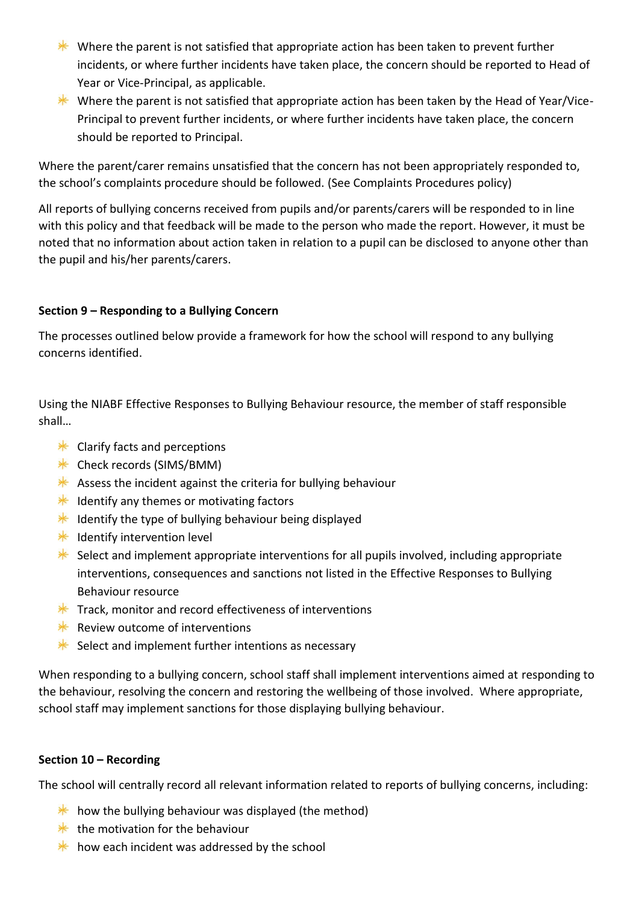- Where the parent is not satisfied that appropriate action has been taken to prevent further incidents, or where further incidents have taken place, the concern should be reported to Head of Year or Vice-Principal, as applicable.
- Where the parent is not satisfied that appropriate action has been taken by the Head of Year/Vice-Principal to prevent further incidents, or where further incidents have taken place, the concern should be reported to Principal.

Where the parent/carer remains unsatisfied that the concern has not been appropriately responded to, the school's complaints procedure should be followed. (See Complaints Procedures policy)

All reports of bullying concerns received from pupils and/or parents/carers will be responded to in line with this policy and that feedback will be made to the person who made the report. However, it must be noted that no information about action taken in relation to a pupil can be disclosed to anyone other than the pupil and his/her parents/carers.

**Section 9 – Responding to a Bullying Concern**

The processes outlined below provide a framework for how the school will respond to any bullying concerns identified.

Using the NIABF Effective Responses to Bullying Behaviour resource, the member of staff responsible shall…

- Clarify facts and perceptions
- Check records (SIMS/BMM)
- Assess the incident against the criteria for bullying behaviour
- Identify any themes or motivating factors
- Identify the type of bullying behaviour being displayed
- Identify intervention level
- Select and implement appropriate interventions for all pupils involved, including appropriate interventions, consequences and sanctions not listed in the Effective Responses to Bullying Behaviour resource
- Track, monitor and record effectiveness of interventions
- Review outcome of interventions
- Select and implement further intentions as necessary

When responding to a bullying concern, school staff shall implement interventions aimed at responding to the behaviour, resolving the concern and restoring the wellbeing of those involved. Where appropriate, school staff may implement sanctions for those displaying bullying behaviour.

**Section 10 – Recording**

The school will centrally record all relevant information related to reports of bullying concerns, including:

- how the bullying behaviour was displayed (the method)
- the motivation for the behaviour
- how each incident was addressed by the school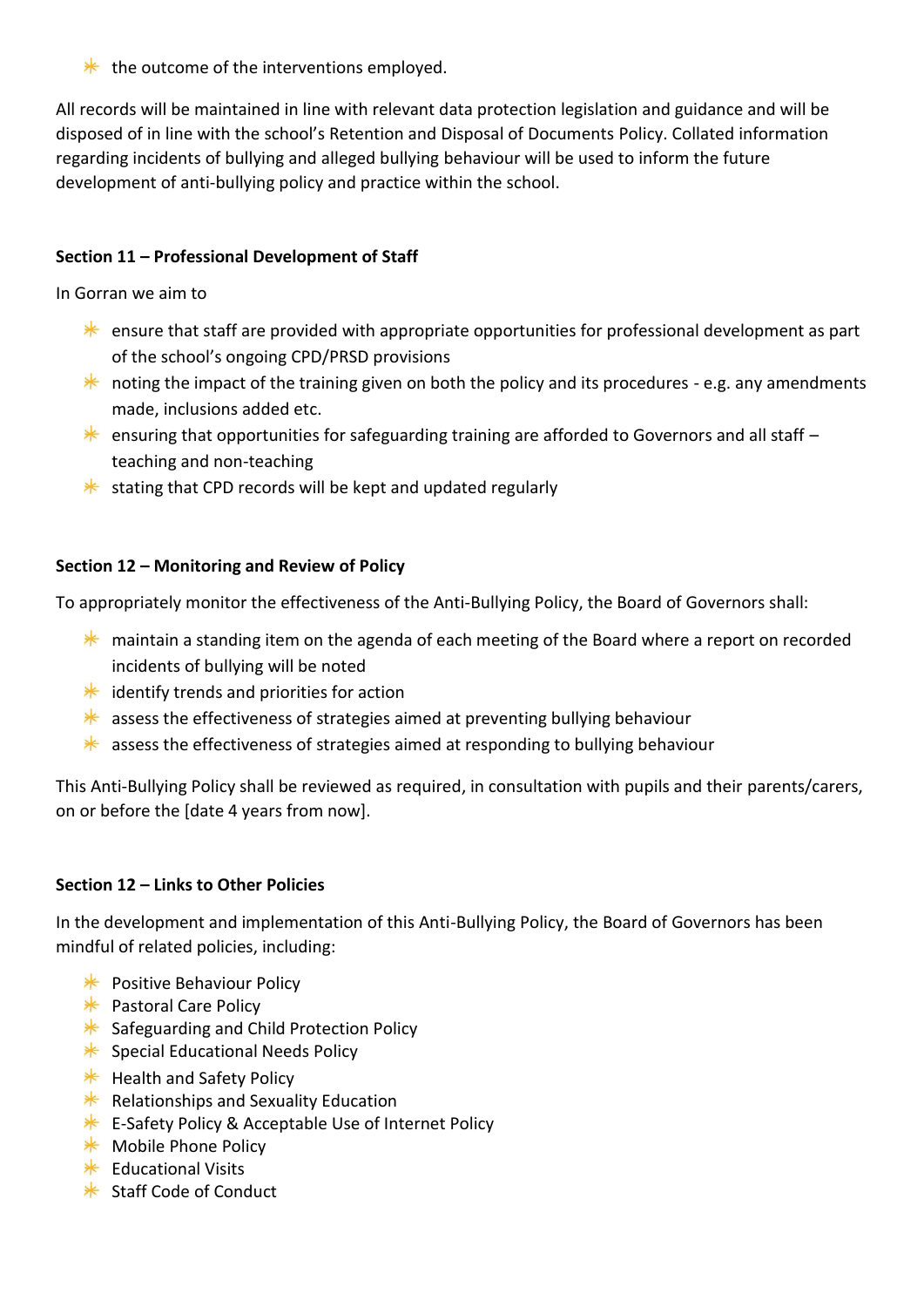- the outcome of the interventions employed.

All records will be maintained in line with relevant data protection legislation and guidance and will be disposed of in line with the school's Retention and Disposal of Documents Policy. Collated information regarding incidents of bullying and alleged bullying behaviour will be used to inform the future development of anti-bullying policy and practice within the school.

**Section 11 – Professional Development of Staff**

In Gorran we aim to

- ensure that staff are provided with appropriate opportunities for professional development as part of the school's ongoing CPD/PRSD provisions
- noting the impact of the training given on both the policy and its procedures - e.g. any amendments made, inclusions added etc.
- ensuring that opportunities for safeguarding training are afforded to Governors and all staff – teaching and non-teaching
- stating that CPD records will be kept and updated regularly

**Section 12 – Monitoring and Review of Policy**

To appropriately monitor the effectiveness of the Anti-Bullying Policy, the Board of Governors shall:

- maintain a standing item on the agenda of each meeting of the Board where a report on recorded incidents of bullying will be noted
- identify trends and priorities for action
- assess the effectiveness of strategies aimed at preventing bullying behaviour
- assess the effectiveness of strategies aimed at responding to bullying behaviour

This Anti-Bullying Policy shall be reviewed as required, in consultation with pupils and their parents/carers, on or before the [date 4 years from now].

**Section 12 – Links to Other Policies**

In the development and implementation of this Anti-Bullying Policy, the Board of Governors has been mindful of related policies, including:

- Positive Behaviour Policy
- Pastoral Care Policy
- Safeguarding and Child Protection Policy
- Special Educational Needs Policy
- Health and Safety Policy
- Relationships and Sexuality Education
- E-Safety Policy & Acceptable Use of Internet Policy
- Mobile Phone Policy
- Educational Visits
- Staff Code of Conduct